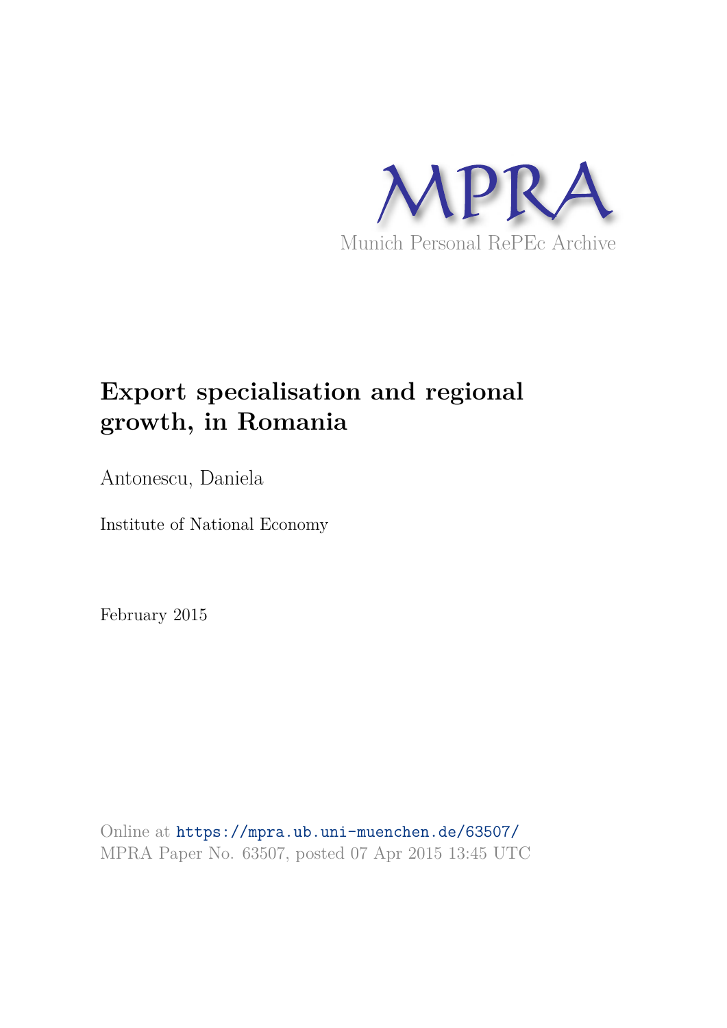MPRA

Munich Personal RePEc Archive

# Export specialisation and regional growth, in Romania

Antonescu, Daniela

Institute of National Economy

February 2015

Online at https://mpra.ub.uni-muenchen.de/63507/
MPRA Paper No. 63507, posted 07 Apr 2015 13:45 UTC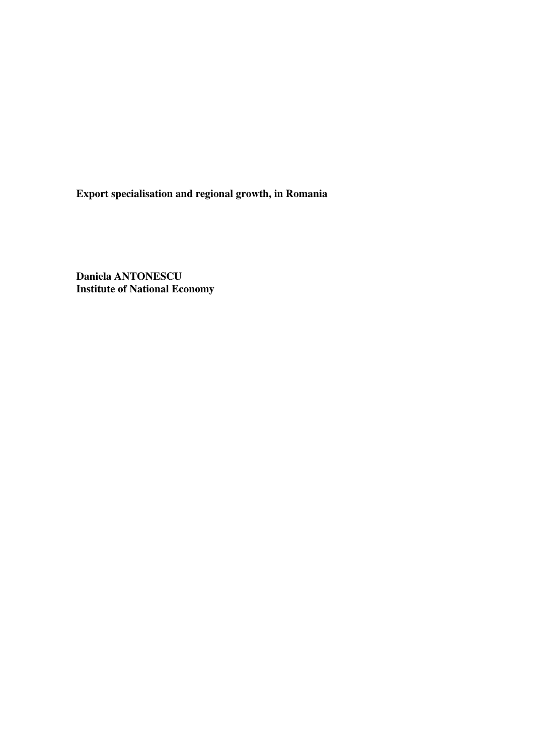**Export specialisation and regional growth, in Romania**

**Daniela ANTONESCU**
**Institute of National Economy**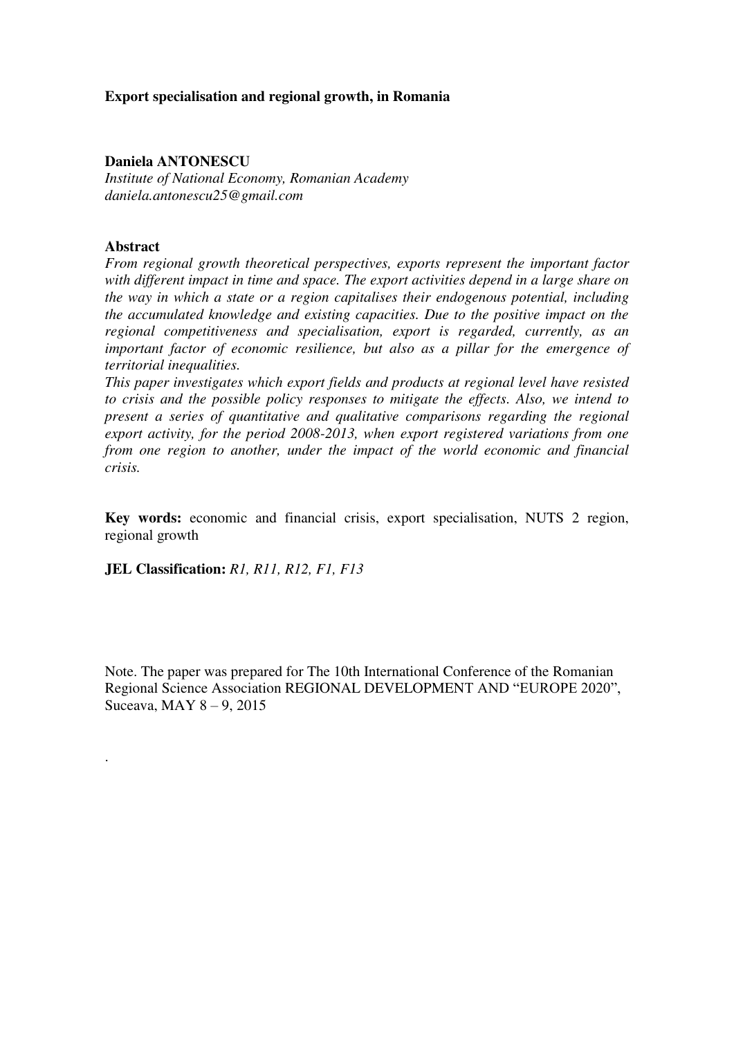**Export specialisation and regional growth, in Romania**

**Daniela ANTONESCU**

*Institute of National Economy, Romanian Academy*
*daniela.antonescu25@gmail.com*

**Abstract**

*From regional growth theoretical perspectives, exports represent the important factor with different impact in time and space. The export activities depend in a large share on the way in which a state or a region capitalises their endogenous potential, including the accumulated knowledge and existing capacities. Due to the positive impact on the regional competitiveness and specialisation, export is regarded, currently, as an important factor of economic resilience, but also as a pillar for the emergence of territorial inequalities.*

*This paper investigates which export fields and products at regional level have resisted to crisis and the possible policy responses to mitigate the effects. Also, we intend to present a series of quantitative and qualitative comparisons regarding the regional export activity, for the period 2008-2013, when export registered variations from one from one region to another, under the impact of the world economic and financial crisis.*

**Key words:** economic and financial crisis, export specialisation, NUTS 2 region, regional growth

**JEL Classification:** *R1, R11, R12, F1, F13*

Note. The paper was prepared for The 10th International Conference of the Romanian Regional Science Association REGIONAL DEVELOPMENT AND "EUROPE 2020", Suceava, MAY 8 – 9, 2015

.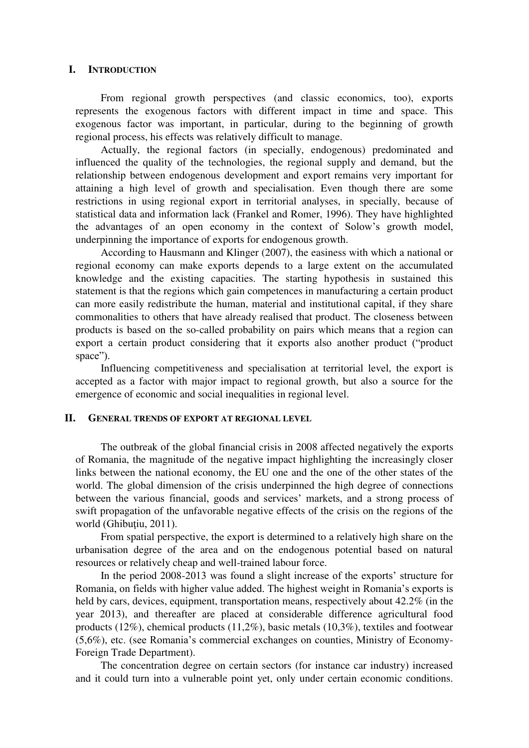## I. INTRODUCTION

From regional growth perspectives (and classic economics, too), exports represents the exogenous factors with different impact in time and space. This exogenous factor was important, in particular, during to the beginning of growth regional process, his effects was relatively difficult to manage.

Actually, the regional factors (in specially, endogenous) predominated and influenced the quality of the technologies, the regional supply and demand, but the relationship between endogenous development and export remains very important for attaining a high level of growth and specialisation. Even though there are some restrictions in using regional export in territorial analyses, in specially, because of statistical data and information lack (Frankel and Romer, 1996). They have highlighted the advantages of an open economy in the context of Solow's growth model, underpinning the importance of exports for endogenous growth.

According to Hausmann and Klinger (2007), the easiness with which a national or regional economy can make exports depends to a large extent on the accumulated knowledge and the existing capacities. The starting hypothesis in sustained this statement is that the regions which gain competences in manufacturing a certain product can more easily redistribute the human, material and institutional capital, if they share commonalities to others that have already realised that product. The closeness between products is based on the so-called probability on pairs which means that a region can export a certain product considering that it exports also another product ("product space").

Influencing competitiveness and specialisation at territorial level, the export is accepted as a factor with major impact to regional growth, but also a source for the emergence of economic and social inequalities in regional level.

## II. GENERAL TRENDS OF EXPORT AT REGIONAL LEVEL

The outbreak of the global financial crisis in 2008 affected negatively the exports of Romania, the magnitude of the negative impact highlighting the increasingly closer links between the national economy, the EU one and the one of the other states of the world. The global dimension of the crisis underpinned the high degree of connections between the various financial, goods and services' markets, and a strong process of swift propagation of the unfavorable negative effects of the crisis on the regions of the world (Ghibuţiu, 2011).

From spatial perspective, the export is determined to a relatively high share on the urbanisation degree of the area and on the endogenous potential based on natural resources or relatively cheap and well-trained labour force.

In the period 2008-2013 was found a slight increase of the exports' structure for Romania, on fields with higher value added. The highest weight in Romania's exports is held by cars, devices, equipment, transportation means, respectively about 42.2% (in the year 2013), and thereafter are placed at considerable difference agricultural food products (12%), chemical products (11,2%), basic metals (10,3%), textiles and footwear (5,6%), etc. (see Romania's commercial exchanges on counties, Ministry of Economy-Foreign Trade Department).

The concentration degree on certain sectors (for instance car industry) increased and it could turn into a vulnerable point yet, only under certain economic conditions.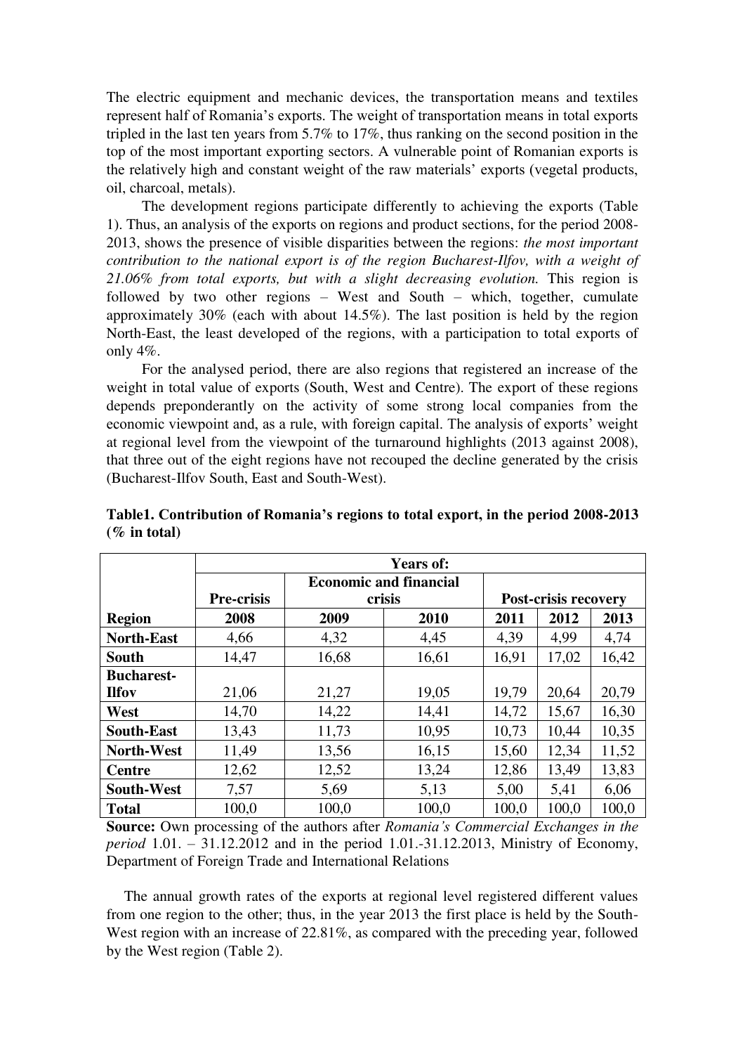The electric equipment and mechanic devices, the transportation means and textiles represent half of Romania's exports. The weight of transportation means in total exports tripled in the last ten years from 5.7% to 17%, thus ranking on the second position in the top of the most important exporting sectors. A vulnerable point of Romanian exports is the relatively high and constant weight of the raw materials' exports (vegetal products, oil, charcoal, metals).

The development regions participate differently to achieving the exports (Table 1). Thus, an analysis of the exports on regions and product sections, for the period 2008-2013, shows the presence of visible disparities between the regions: *the most important contribution to the national export is of the region Bucharest-Ilfov, with a weight of 21.06% from total exports, but with a slight decreasing evolution.* This region is followed by two other regions – West and South – which, together, cumulate approximately 30% (each with about 14.5%). The last position is held by the region North-East, the least developed of the regions, with a participation to total exports of only 4%.

For the analysed period, there are also regions that registered an increase of the weight in total value of exports (South, West and Centre). The export of these regions depends preponderantly on the activity of some strong local companies from the economic viewpoint and, as a rule, with foreign capital. The analysis of exports' weight at regional level from the viewpoint of the turnaround highlights (2013 against 2008), that three out of the eight regions have not recouped the decline generated by the crisis (Bucharest-Ilfov South, East and South-West).

**Table1. Contribution of Romania's regions to total export, in the period 2008-2013 (% in total)**

| | Years of: | | | | | |
|---|---|---|---|---|---|---|
| | Pre-crisis | Economic and financial crisis | | Post-crisis recovery | | |
| **Region** | **2008** | **2009** | **2010** | **2011** | **2012** | **2013** |
| **North-East** | 4,66 | 4,32 | 4,45 | 4,39 | 4,99 | 4,74 |
| **South** | 14,47 | 16,68 | 16,61 | 16,91 | 17,02 | 16,42 |
| **Bucharest-Ilfov** | 21,06 | 21,27 | 19,05 | 19,79 | 20,64 | 20,79 |
| **West** | 14,70 | 14,22 | 14,41 | 14,72 | 15,67 | 16,30 |
| **South-East** | 13,43 | 11,73 | 10,95 | 10,73 | 10,44 | 10,35 |
| **North-West** | 11,49 | 13,56 | 16,15 | 15,60 | 12,34 | 11,52 |
| **Centre** | 12,62 | 12,52 | 13,24 | 12,86 | 13,49 | 13,83 |
| **South-West** | 7,57 | 5,69 | 5,13 | 5,00 | 5,41 | 6,06 |
| **Total** | 100,0 | 100,0 | 100,0 | 100,0 | 100,0 | 100,0 |

**Source:** Own processing of the authors after *Romania's Commercial Exchanges in the period* 1.01. – 31.12.2012 and in the period 1.01.-31.12.2013, Ministry of Economy, Department of Foreign Trade and International Relations

The annual growth rates of the exports at regional level registered different values from one region to the other; thus, in the year 2013 the first place is held by the South-West region with an increase of 22.81%, as compared with the preceding year, followed by the West region (Table 2).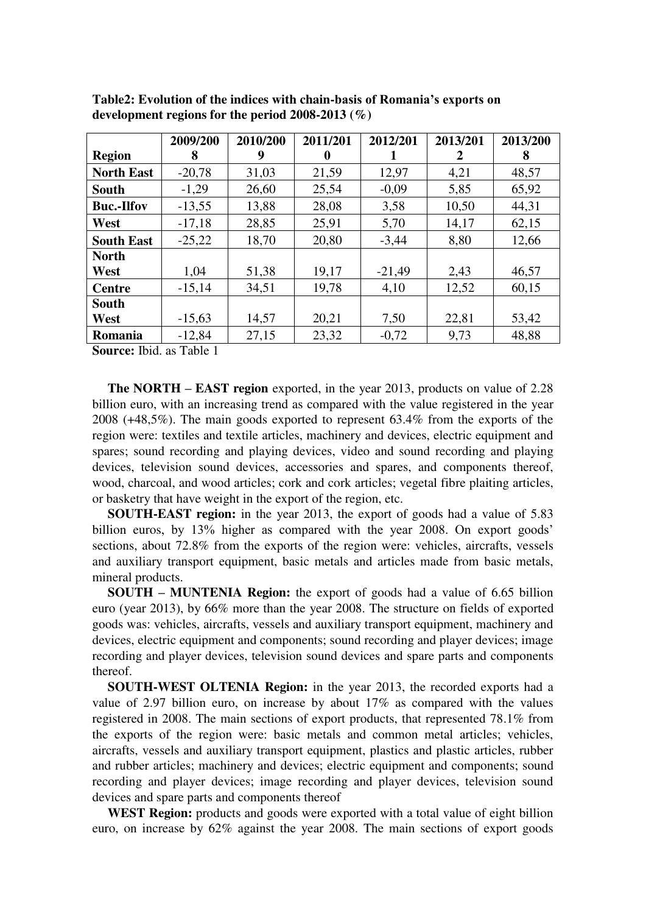**Table2: Evolution of the indices with chain-basis of Romania's exports on development regions for the period 2008-2013 (%)**

| Region | 2009/2008 | 2010/2009 | 2011/2010 | 2012/2011 | 2013/2012 | 2013/2008 |
|---|---|---|---|---|---|---|
| **North East** | -20,78 | 31,03 | 21,59 | 12,97 | 4,21 | 48,57 |
| **South** | -1,29 | 26,60 | 25,54 | -0,09 | 5,85 | 65,92 |
| **Buc.-Ilfov** | -13,55 | 13,88 | 28,08 | 3,58 | 10,50 | 44,31 |
| **West** | -17,18 | 28,85 | 25,91 | 5,70 | 14,17 | 62,15 |
| **South East** | -25,22 | 18,70 | 20,80 | -3,44 | 8,80 | 12,66 |
| **North West** | 1,04 | 51,38 | 19,17 | -21,49 | 2,43 | 46,57 |
| **Centre** | -15,14 | 34,51 | 19,78 | 4,10 | 12,52 | 60,15 |
| **South West** | -15,63 | 14,57 | 20,21 | 7,50 | 22,81 | 53,42 |
| **Romania** | -12,84 | 27,15 | 23,32 | -0,72 | 9,73 | 48,88 |

**Source:** Ibid. as Table 1

**The NORTH – EAST region** exported, in the year 2013, products on value of 2.28 billion euro, with an increasing trend as compared with the value registered in the year 2008 (+48,5%). The main goods exported to represent 63.4% from the exports of the region were: textiles and textile articles, machinery and devices, electric equipment and spares; sound recording and playing devices, video and sound recording and playing devices, television sound devices, accessories and spares, and components thereof, wood, charcoal, and wood articles; cork and cork articles; vegetal fibre plaiting articles, or basketry that have weight in the export of the region, etc.

**SOUTH-EAST region:** in the year 2013, the export of goods had a value of 5.83 billion euros, by 13% higher as compared with the year 2008. On export goods' sections, about 72.8% from the exports of the region were: vehicles, aircrafts, vessels and auxiliary transport equipment, basic metals and articles made from basic metals, mineral products.

**SOUTH – MUNTENIA Region:** the export of goods had a value of 6.65 billion euro (year 2013), by 66% more than the year 2008. The structure on fields of exported goods was: vehicles, aircrafts, vessels and auxiliary transport equipment, machinery and devices, electric equipment and components; sound recording and player devices; image recording and player devices, television sound devices and spare parts and components thereof.

**SOUTH-WEST OLTENIA Region:** in the year 2013, the recorded exports had a value of 2.97 billion euro, on increase by about 17% as compared with the values registered in 2008. The main sections of export products, that represented 78.1% from the exports of the region were: basic metals and common metal articles; vehicles, aircrafts, vessels and auxiliary transport equipment, plastics and plastic articles, rubber and rubber articles; machinery and devices; electric equipment and components; sound recording and player devices; image recording and player devices, television sound devices and spare parts and components thereof

**WEST Region:** products and goods were exported with a total value of eight billion euro, on increase by 62% against the year 2008. The main sections of export goods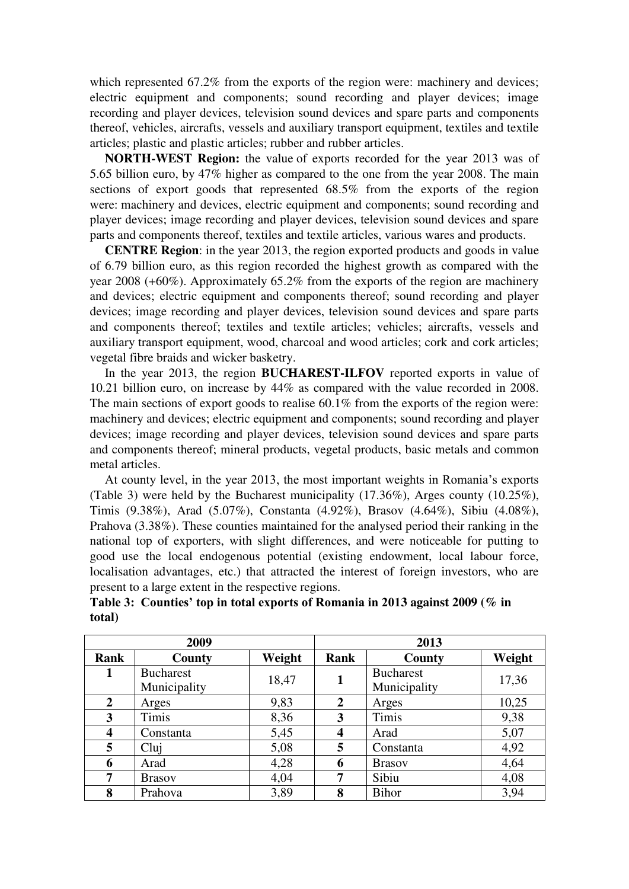which represented 67.2% from the exports of the region were: machinery and devices; electric equipment and components; sound recording and player devices; image recording and player devices, television sound devices and spare parts and components thereof, vehicles, aircrafts, vessels and auxiliary transport equipment, textiles and textile articles; plastic and plastic articles; rubber and rubber articles.

**NORTH-WEST Region:** the value of exports recorded for the year 2013 was of 5.65 billion euro, by 47% higher as compared to the one from the year 2008. The main sections of export goods that represented 68.5% from the exports of the region were: machinery and devices, electric equipment and components; sound recording and player devices; image recording and player devices, television sound devices and spare parts and components thereof, textiles and textile articles, various wares and products.

**CENTRE Region**: in the year 2013, the region exported products and goods in value of 6.79 billion euro, as this region recorded the highest growth as compared with the year 2008 (+60%). Approximately 65.2% from the exports of the region are machinery and devices; electric equipment and components thereof; sound recording and player devices; image recording and player devices, television sound devices and spare parts and components thereof; textiles and textile articles; vehicles; aircrafts, vessels and auxiliary transport equipment, wood, charcoal and wood articles; cork and cork articles; vegetal fibre braids and wicker basketry.

In the year 2013, the region **BUCHAREST-ILFOV** reported exports in value of 10.21 billion euro, on increase by 44% as compared with the value recorded in 2008. The main sections of export goods to realise 60.1% from the exports of the region were: machinery and devices; electric equipment and components; sound recording and player devices; image recording and player devices, television sound devices and spare parts and components thereof; mineral products, vegetal products, basic metals and common metal articles.

At county level, in the year 2013, the most important weights in Romania's exports (Table 3) were held by the Bucharest municipality (17.36%), Arges county (10.25%), Timis (9.38%), Arad (5.07%), Constanta (4.92%), Brasov (4.64%), Sibiu (4.08%), Prahova (3.38%). These counties maintained for the analysed period their ranking in the national top of exporters, with slight differences, and were noticeable for putting to good use the local endogenous potential (existing endowment, local labour force, localisation advantages, etc.) that attracted the interest of foreign investors, who are present to a large extent in the respective regions.

**Table 3: Counties' top in total exports of Romania in 2013 against 2009 (% in total)**

| 2009 | | | 2013 | | |
|---|---|---|---|---|---|
| **Rank** | **County** | **Weight** | **Rank** | **County** | **Weight** |
| **1** | Bucharest Municipality | 18,47 | **1** | Bucharest Municipality | 17,36 |
| **2** | Arges | 9,83 | **2** | Arges | 10,25 |
| **3** | Timis | 8,36 | **3** | Timis | 9,38 |
| **4** | Constanta | 5,45 | **4** | Arad | 5,07 |
| **5** | Cluj | 5,08 | **5** | Constanta | 4,92 |
| **6** | Arad | 4,28 | **6** | Brasov | 4,64 |
| **7** | Brasov | 4,04 | **7** | Sibiu | 4,08 |
| **8** | Prahova | 3,89 | **8** | Bihor | 3,94 |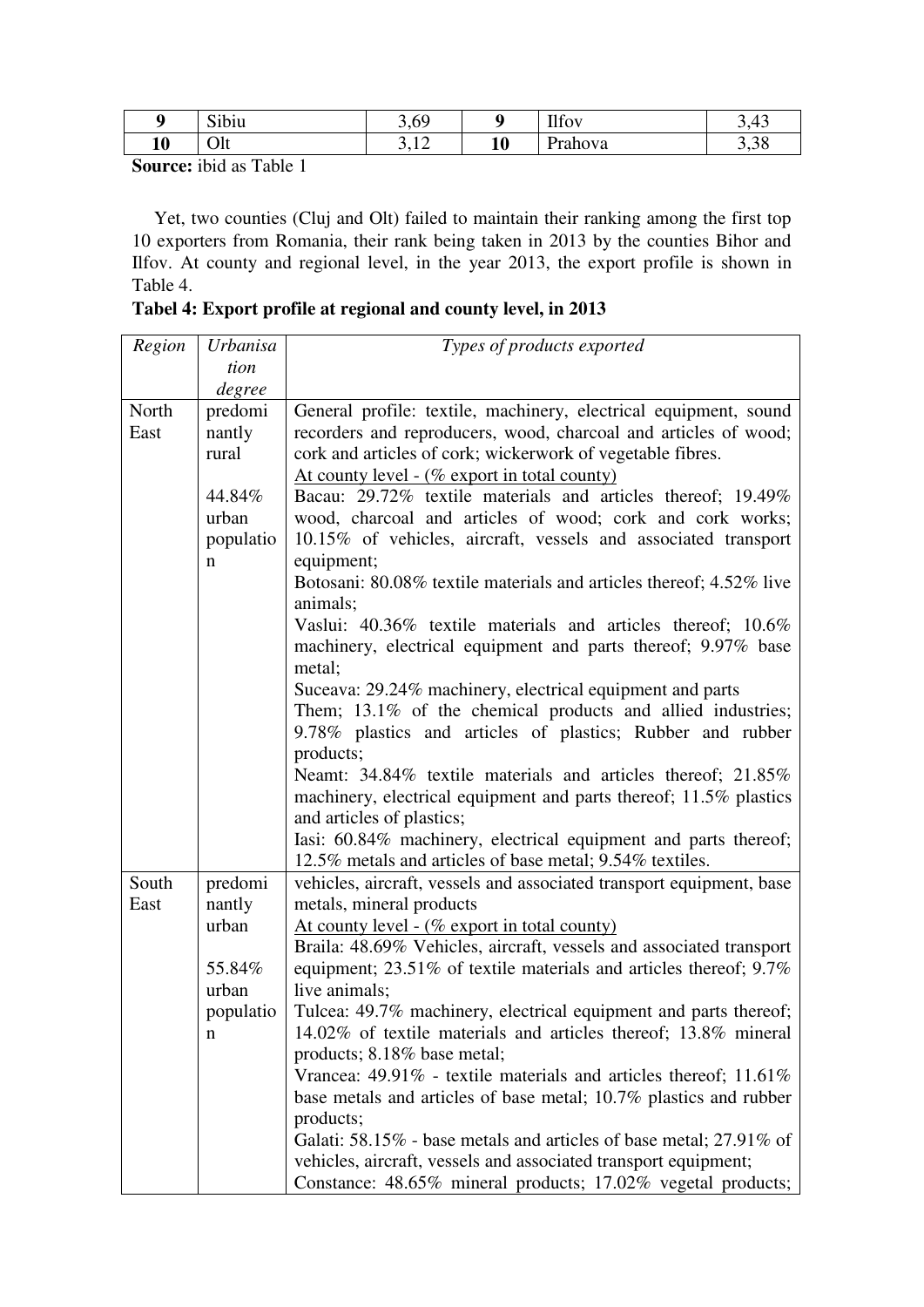| 9 | Sibiu | 3,69 | 9 | Ilfov | 3,43 |
|---|---|---|---|---|---|
| 10 | Olt | 3,12 | 10 | Prahova | 3,38 |

**Source:** ibid as Table 1

Yet, two counties (Cluj and Olt) failed to maintain their ranking among the first top 10 exporters from Romania, their rank being taken in 2013 by the counties Bihor and Ilfov. At county and regional level, in the year 2013, the export profile is shown in Table 4.

**Tabel 4: Export profile at regional and county level, in 2013**

| *Region* | *Urbanisation degree* | *Types of products exported* |
|---|---|---|
| North East | predominantly rural<br><br>44.84% urban population | General profile: textile, machinery, electrical equipment, sound recorders and reproducers, wood, charcoal and articles of wood; cork and articles of cork; wickerwork of vegetable fibres.<br>At county level - (% export in total county)<br>Bacau: 29.72% textile materials and articles thereof; 19.49% wood, charcoal and articles of wood; cork and cork works; 10.15% of vehicles, aircraft, vessels and associated transport equipment;<br>Botosani: 80.08% textile materials and articles thereof; 4.52% live animals;<br>Vaslui: 40.36% textile materials and articles thereof; 10.6% machinery, electrical equipment and parts thereof; 9.97% base metal;<br>Suceava: 29.24% machinery, electrical equipment and parts Them; 13.1% of the chemical products and allied industries; 9.78% plastics and articles of plastics; Rubber and rubber products;<br>Neamt: 34.84% textile materials and articles thereof; 21.85% machinery, electrical equipment and parts thereof; 11.5% plastics and articles of plastics;<br>Iasi: 60.84% machinery, electrical equipment and parts thereof; 12.5% metals and articles of base metal; 9.54% textiles. |
| South East | predominantly urban<br><br>55.84% urban population | vehicles, aircraft, vessels and associated transport equipment, base metals, mineral products<br>At county level - (% export in total county)<br>Braila: 48.69% Vehicles, aircraft, vessels and associated transport equipment; 23.51% of textile materials and articles thereof; 9.7% live animals;<br>Tulcea: 49.7% machinery, electrical equipment and parts thereof; 14.02% of textile materials and articles thereof; 13.8% mineral products; 8.18% base metal;<br>Vrancea: 49.91% - textile materials and articles thereof; 11.61% base metals and articles of base metal; 10.7% plastics and rubber products;<br>Galati: 58.15% - base metals and articles of base metal; 27.91% of vehicles, aircraft, vessels and associated transport equipment;<br>Constance: 48.65% mineral products; 17.02% vegetal products; |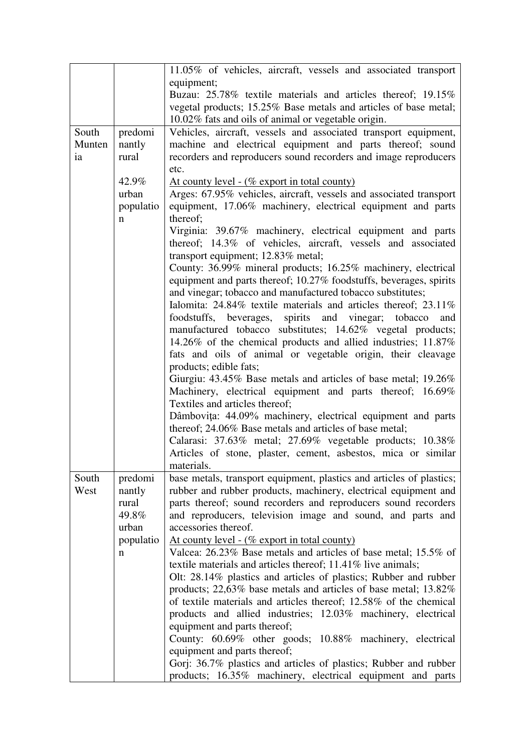| | | |
|---|---|---|
| | | 11.05% of vehicles, aircraft, vessels and associated transport equipment;<br>Buzau: 25.78% textile materials and articles thereof; 19.15% vegetal products; 15.25% Base metals and articles of base metal; 10.02% fats and oils of animal or vegetable origin. |
| South Muntenia | predominantly rural<br><br>42.9% urban population | Vehicles, aircraft, vessels and associated transport equipment, machine and electrical equipment and parts thereof; sound recorders and reproducers sound recorders and image reproducers etc.<br>At county level - (% export in total county)<br>Arges: 67.95% vehicles, aircraft, vessels and associated transport equipment, 17.06% machinery, electrical equipment and parts thereof;<br>Virginia: 39.67% machinery, electrical equipment and parts thereof; 14.3% of vehicles, aircraft, vessels and associated transport equipment; 12.83% metal;<br>County: 36.99% mineral products; 16.25% machinery, electrical equipment and parts thereof; 10.27% foodstuffs, beverages, spirits and vinegar; tobacco and manufactured tobacco substitutes;<br>Ialomita: 24.84% textile materials and articles thereof; 23.11% foodstuffs, beverages, spirits and vinegar; tobacco and manufactured tobacco substitutes; 14.62% vegetal products; 14.26% of the chemical products and allied industries; 11.87% fats and oils of animal or vegetable origin, their cleavage products; edible fats;<br>Giurgiu: 43.45% Base metals and articles of base metal; 19.26% Machinery, electrical equipment and parts thereof; 16.69% Textiles and articles thereof;<br>Dâmboviţa: 44.09% machinery, electrical equipment and parts thereof; 24.06% Base metals and articles of base metal;<br>Calarasi: 37.63% metal; 27.69% vegetable products; 10.38% Articles of stone, plaster, cement, asbestos, mica or similar materials. |
| South West | predominantly rural 49.8% urban population | base metals, transport equipment, plastics and articles of plastics; rubber and rubber products, machinery, electrical equipment and parts thereof; sound recorders and reproducers sound recorders and reproducers, television image and sound, and parts and accessories thereof.<br>At county level - (% export in total county)<br>Valcea: 26.23% Base metals and articles of base metal; 15.5% of textile materials and articles thereof; 11.41% live animals;<br>Olt: 28.14% plastics and articles of plastics; Rubber and rubber products; 22,63% base metals and articles of base metal; 13.82% of textile materials and articles thereof; 12.58% of the chemical products and allied industries; 12.03% machinery, electrical equipment and parts thereof;<br>County: 60.69% other goods; 10.88% machinery, electrical equipment and parts thereof;<br>Gorj: 36.7% plastics and articles of plastics; Rubber and rubber products; 16.35% machinery, electrical equipment and parts |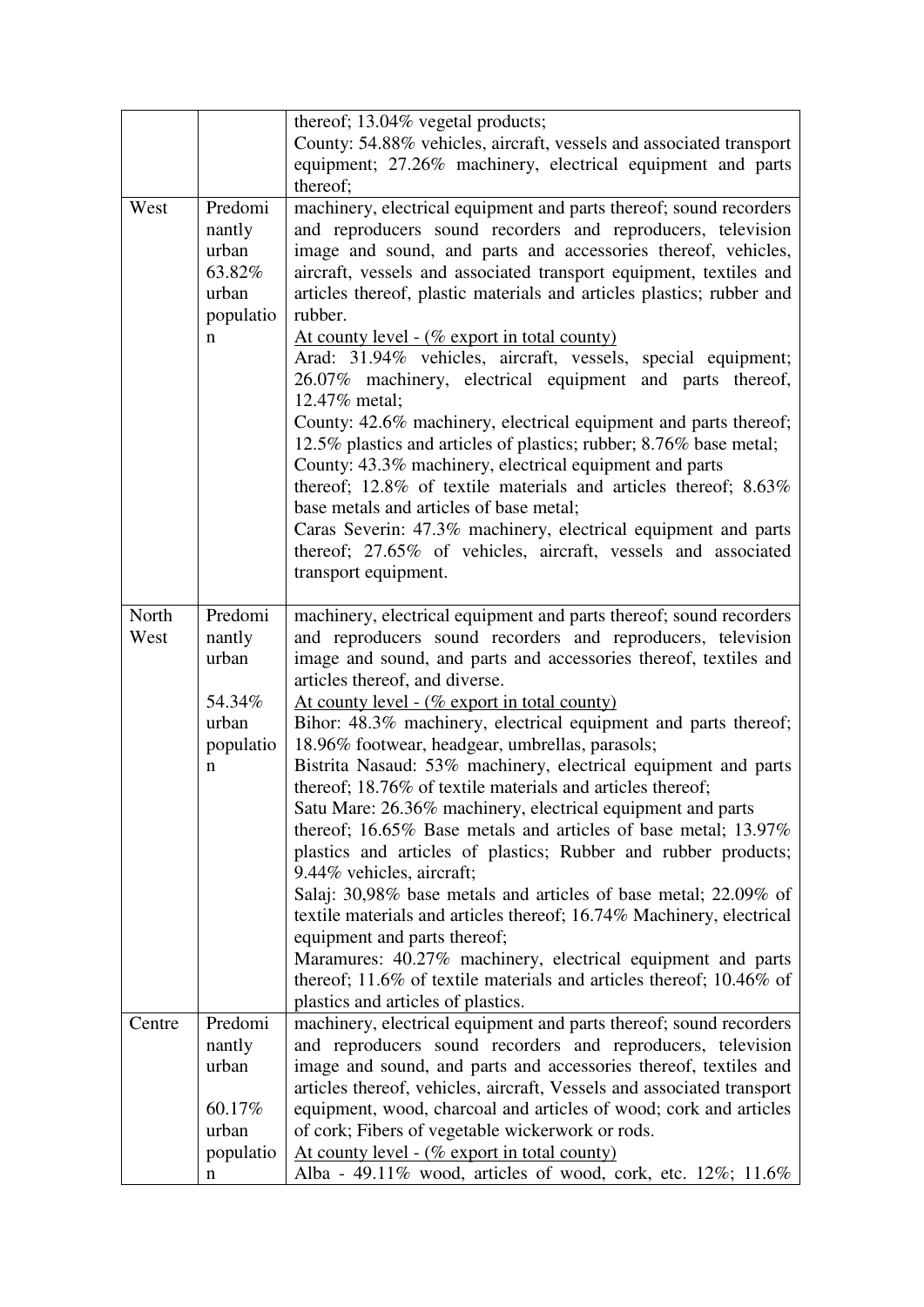| | | |
|---|---|---|
| | | thereof; 13.04% vegetal products;<br>County: 54.88% vehicles, aircraft, vessels and associated transport equipment; 27.26% machinery, electrical equipment and parts thereof; |
| West | Predominantly urban 63.82% urban population | machinery, electrical equipment and parts thereof; sound recorders and reproducers sound recorders and reproducers, television image and sound, and parts and accessories thereof, vehicles, aircraft, vessels and associated transport equipment, textiles and articles thereof, plastic materials and articles plastics; rubber and rubber.<br>At county level - (% export in total county)<br>Arad: 31.94% vehicles, aircraft, vessels, special equipment; 26.07% machinery, electrical equipment and parts thereof, 12.47% metal;<br>County: 42.6% machinery, electrical equipment and parts thereof; 12.5% plastics and articles of plastics; rubber; 8.76% base metal;<br>County: 43.3% machinery, electrical equipment and parts thereof; 12.8% of textile materials and articles thereof; 8.63% base metals and articles of base metal;<br>Caras Severin: 47.3% machinery, electrical equipment and parts thereof; 27.65% of vehicles, aircraft, vessels and associated transport equipment. |
| North West | Predominantly urban<br><br>54.34% urban population | machinery, electrical equipment and parts thereof; sound recorders and reproducers sound recorders and reproducers, television image and sound, and parts and accessories thereof, textiles and articles thereof, and diverse.<br>At county level - (% export in total county)<br>Bihor: 48.3% machinery, electrical equipment and parts thereof; 18.96% footwear, headgear, umbrellas, parasols;<br>Bistrita Nasaud: 53% machinery, electrical equipment and parts thereof; 18.76% of textile materials and articles thereof;<br>Satu Mare: 26.36% machinery, electrical equipment and parts thereof; 16.65% Base metals and articles of base metal; 13.97% plastics and articles of plastics; Rubber and rubber products; 9.44% vehicles, aircraft;<br>Salaj: 30,98% base metals and articles of base metal; 22.09% of textile materials and articles thereof; 16.74% Machinery, electrical equipment and parts thereof;<br>Maramures: 40.27% machinery, electrical equipment and parts thereof; 11.6% of textile materials and articles thereof; 10.46% of plastics and articles of plastics. |
| Centre | Predominantly urban<br><br>60.17% urban population | machinery, electrical equipment and parts thereof; sound recorders and reproducers sound recorders and reproducers, television image and sound, and parts and accessories thereof, textiles and articles thereof, vehicles, aircraft, Vessels and associated transport equipment, wood, charcoal and articles of wood; cork and articles of cork; Fibers of vegetable wickerwork or rods.<br>At county level - (% export in total county)<br>Alba - 49.11% wood, articles of wood, cork, etc. 12%; 11.6% |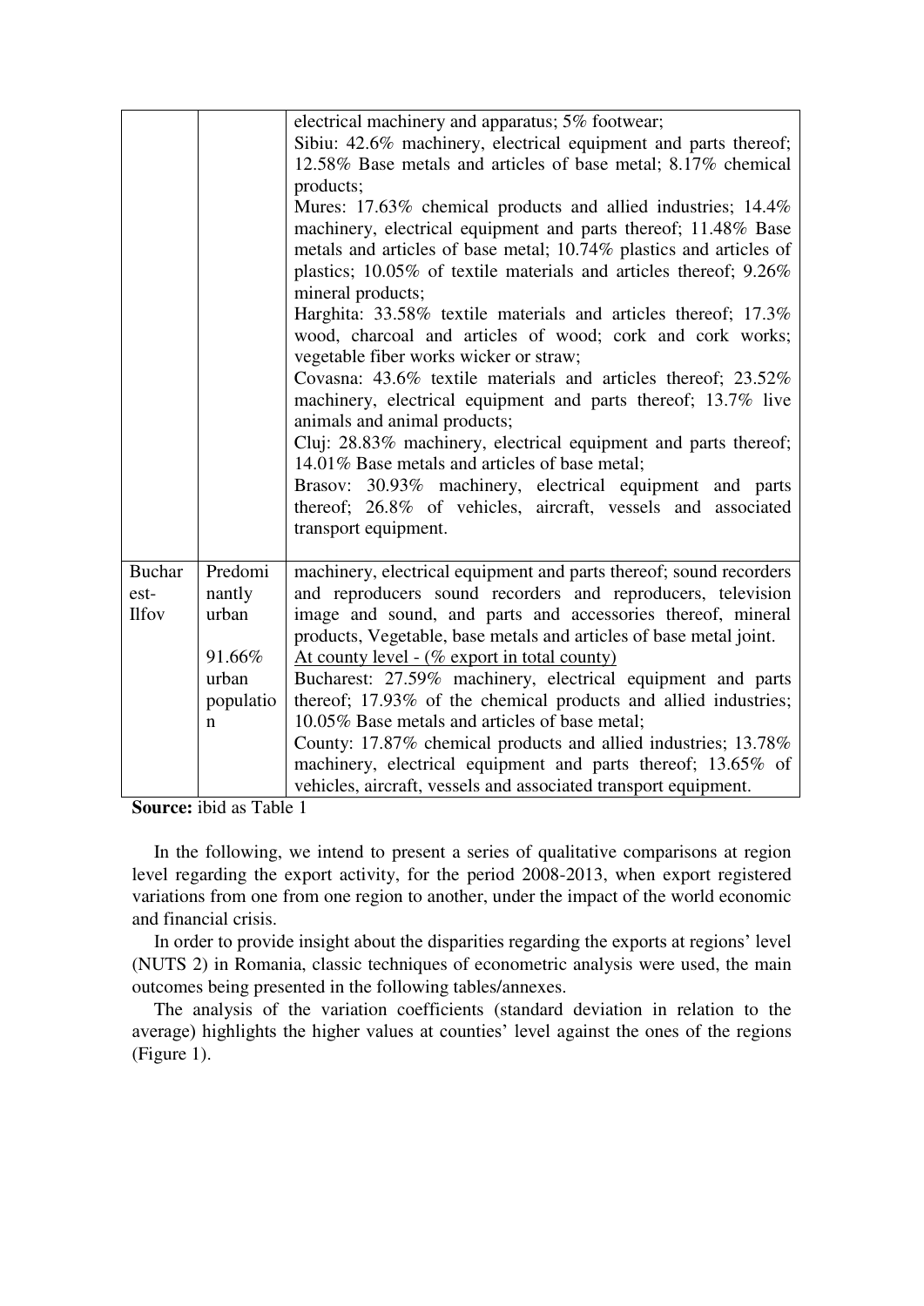| | | |
|---|---|---|
| | | electrical machinery and apparatus; 5% footwear;<br>Sibiu: 42.6% machinery, electrical equipment and parts thereof; 12.58% Base metals and articles of base metal; 8.17% chemical products;<br>Mures: 17.63% chemical products and allied industries; 14.4% machinery, electrical equipment and parts thereof; 11.48% Base metals and articles of base metal; 10.74% plastics and articles of plastics; 10.05% of textile materials and articles thereof; 9.26% mineral products;<br>Harghita: 33.58% textile materials and articles thereof; 17.3% wood, charcoal and articles of wood; cork and cork works; vegetable fiber works wicker or straw;<br>Covasna: 43.6% textile materials and articles thereof; 23.52% machinery, electrical equipment and parts thereof; 13.7% live animals and animal products;<br>Cluj: 28.83% machinery, electrical equipment and parts thereof; 14.01% Base metals and articles of base metal;<br>Brasov: 30.93% machinery, electrical equipment and parts thereof; 26.8% of vehicles, aircraft, vessels and associated transport equipment. |
| Bucharest-Ilfov | Predominantly urban<br><br>91.66% urban population | machinery, electrical equipment and parts thereof; sound recorders and reproducers sound recorders and reproducers, television image and sound, and parts and accessories thereof, mineral products, Vegetable, base metals and articles of base metal joint.<br>At county level - (% export in total county)<br>Bucharest: 27.59% machinery, electrical equipment and parts thereof; 17.93% of the chemical products and allied industries; 10.05% Base metals and articles of base metal;<br>County: 17.87% chemical products and allied industries; 13.78% machinery, electrical equipment and parts thereof; 13.65% of vehicles, aircraft, vessels and associated transport equipment. |

**Source:** ibid as Table 1

In the following, we intend to present a series of qualitative comparisons at region level regarding the export activity, for the period 2008-2013, when export registered variations from one from one region to another, under the impact of the world economic and financial crisis.

In order to provide insight about the disparities regarding the exports at regions' level (NUTS 2) in Romania, classic techniques of econometric analysis were used, the main outcomes being presented in the following tables/annexes.

The analysis of the variation coefficients (standard deviation in relation to the average) highlights the higher values at counties' level against the ones of the regions (Figure 1).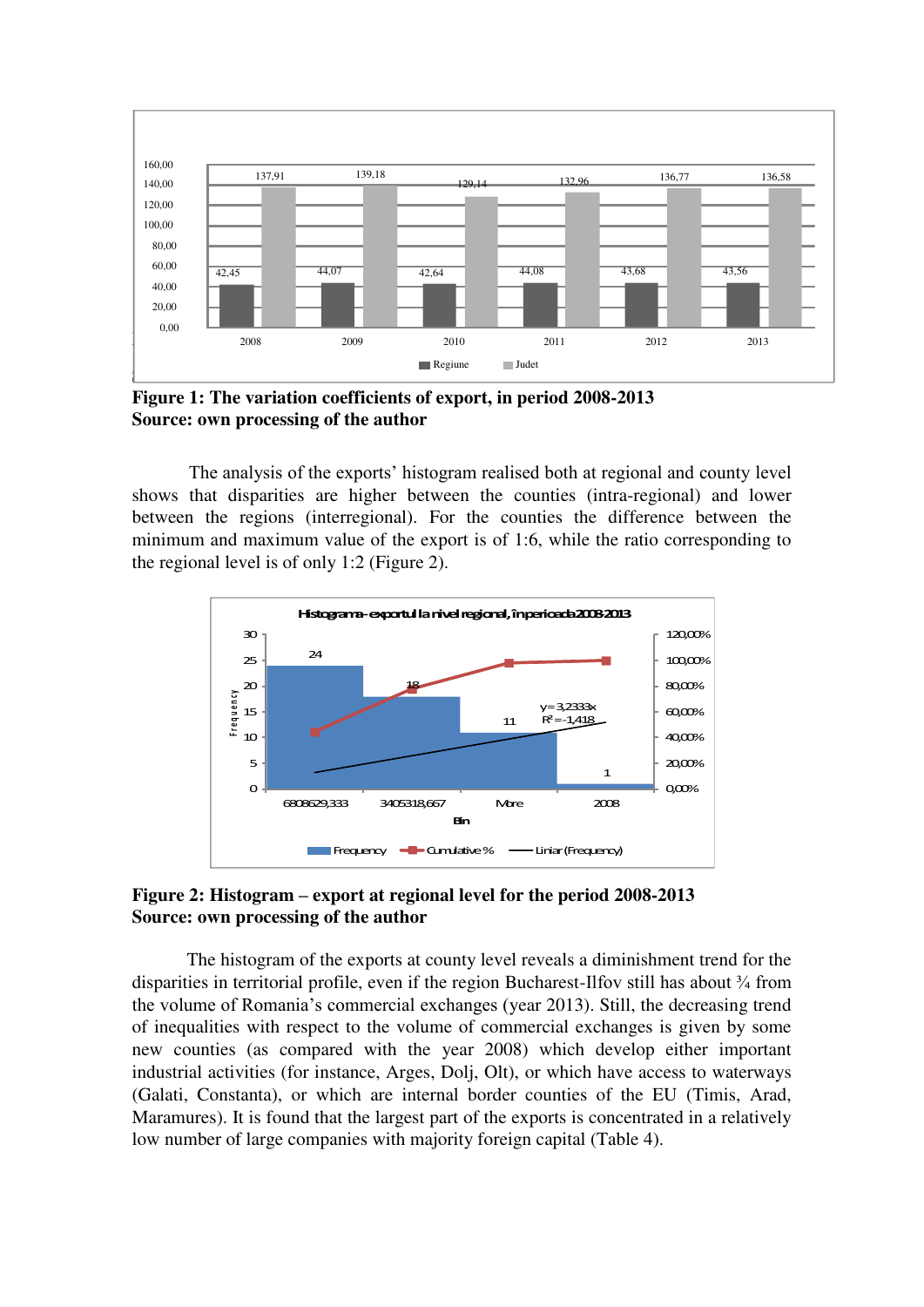**Figure 1: The variation coefficients of export, in period 2008-2013**
**Source: own processing of the author**

The analysis of the exports' histogram realised both at regional and county level shows that disparities are higher between the counties (intra-regional) and lower between the regions (interregional). For the counties the difference between the minimum and maximum value of the export is of 1:6, while the ratio corresponding to the regional level is of only 1:2 (Figure 2).

**Figure 2: Histogram – export at regional level for the period 2008-2013**
**Source: own processing of the author**

The histogram of the exports at county level reveals a diminishment trend for the disparities in territorial profile, even if the region Bucharest-Ilfov still has about ¾ from the volume of Romania's commercial exchanges (year 2013). Still, the decreasing trend of inequalities with respect to the volume of commercial exchanges is given by some new counties (as compared with the year 2008) which develop either important industrial activities (for instance, Arges, Dolj, Olt), or which have access to waterways (Galati, Constanta), or which are internal border counties of the EU (Timis, Arad, Maramures). It is found that the largest part of the exports is concentrated in a relatively low number of large companies with majority foreign capital (Table 4).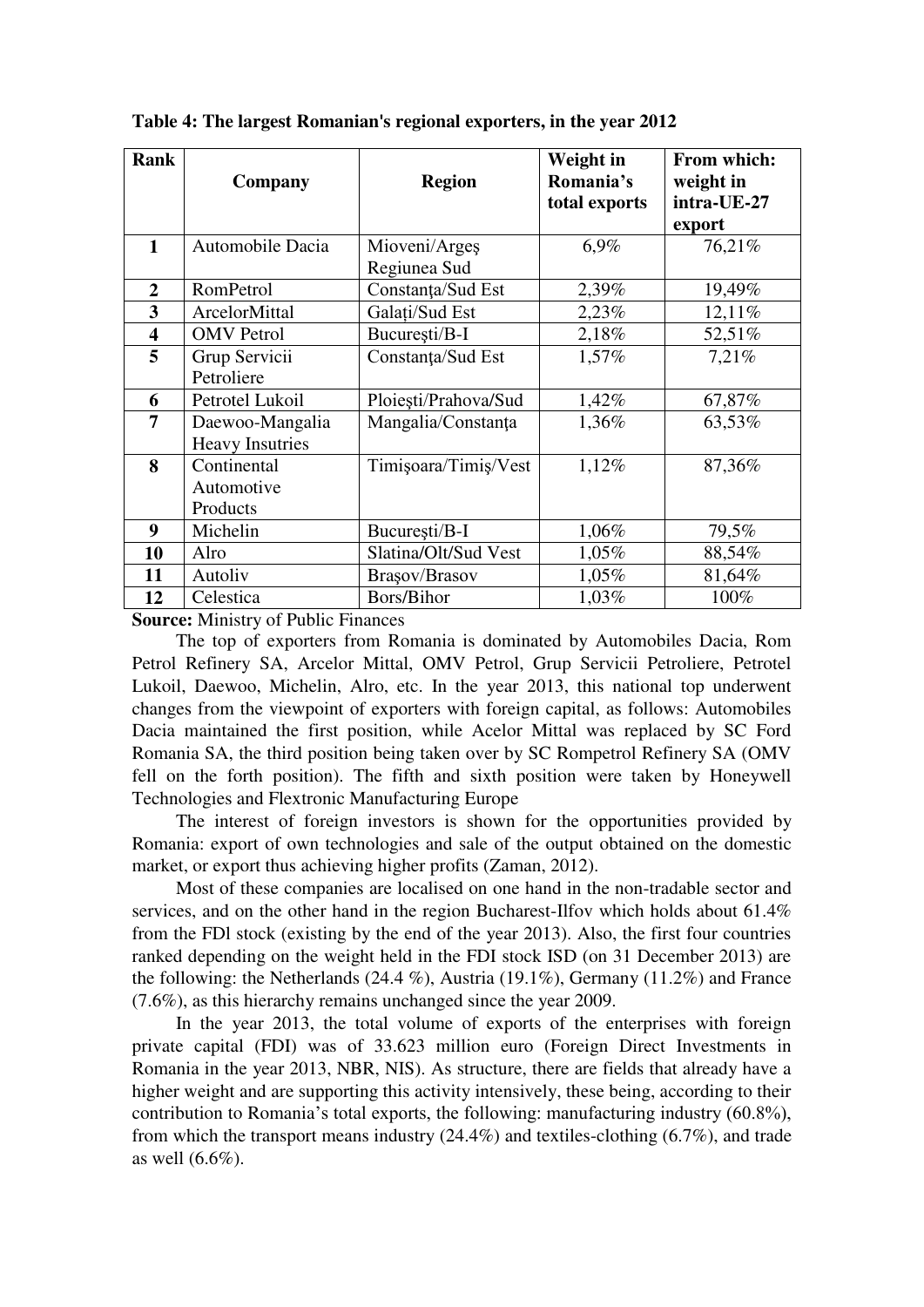**Table 4: The largest Romanian's regional exporters, in the year 2012**

| Rank | Company | Region | Weight in Romania's total exports | From which: weight in intra-UE-27 export |
|---|---|---|---|---|
| **1** | Automobile Dacia | Mioveni/Argeş Regiunea Sud | 6,9% | 76,21% |
| **2** | RomPetrol | Constanţa/Sud Est | 2,39% | 19,49% |
| **3** | ArcelorMittal | Galaţi/Sud Est | 2,23% | 12,11% |
| **4** | OMV Petrol | Bucureşti/B-I | 2,18% | 52,51% |
| **5** | Grup Servicii Petroliere | Constanţa/Sud Est | 1,57% | 7,21% |
| **6** | Petrotel Lukoil | Ploieşti/Prahova/Sud | 1,42% | 67,87% |
| **7** | Daewoo-Mangalia Heavy Insutries | Mangalia/Constanţa | 1,36% | 63,53% |
| **8** | Continental Automotive Products | Timişoara/Timiş/Vest | 1,12% | 87,36% |
| **9** | Michelin | Bucureşti/B-I | 1,06% | 79,5% |
| **10** | Alro | Slatina/Olt/Sud Vest | 1,05% | 88,54% |
| **11** | Autoliv | Braşov/Brasov | 1,05% | 81,64% |
| **12** | Celestica | Bors/Bihor | 1,03% | 100% |

**Source:** Ministry of Public Finances

The top of exporters from Romania is dominated by Automobiles Dacia, Rom Petrol Refinery SA, Arcelor Mittal, OMV Petrol, Grup Servicii Petroliere, Petrotel Lukoil, Daewoo, Michelin, Alro, etc. In the year 2013, this national top underwent changes from the viewpoint of exporters with foreign capital, as follows: Automobiles Dacia maintained the first position, while Acelor Mittal was replaced by SC Ford Romania SA, the third position being taken over by SC Rompetrol Refinery SA (OMV fell on the forth position). The fifth and sixth position were taken by Honeywell Technologies and Flextronic Manufacturing Europe

The interest of foreign investors is shown for the opportunities provided by Romania: export of own technologies and sale of the output obtained on the domestic market, or export thus achieving higher profits (Zaman, 2012).

Most of these companies are localised on one hand in the non-tradable sector and services, and on the other hand in the region Bucharest-Ilfov which holds about 61.4% from the FDl stock (existing by the end of the year 2013). Also, the first four countries ranked depending on the weight held in the FDI stock ISD (on 31 December 2013) are the following: the Netherlands (24.4 %), Austria (19.1%), Germany (11.2%) and France (7.6%), as this hierarchy remains unchanged since the year 2009.

In the year 2013, the total volume of exports of the enterprises with foreign private capital (FDI) was of 33.623 million euro (Foreign Direct Investments in Romania in the year 2013, NBR, NIS). As structure, there are fields that already have a higher weight and are supporting this activity intensively, these being, according to their contribution to Romania's total exports, the following: manufacturing industry (60.8%), from which the transport means industry (24.4%) and textiles-clothing (6.7%), and trade as well (6.6%).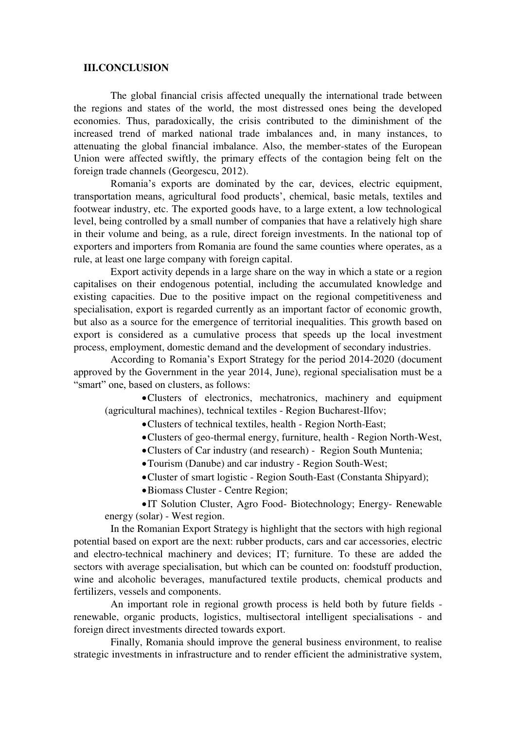## III.CONCLUSION

The global financial crisis affected unequally the international trade between the regions and states of the world, the most distressed ones being the developed economies. Thus, paradoxically, the crisis contributed to the diminishment of the increased trend of marked national trade imbalances and, in many instances, to attenuating the global financial imbalance. Also, the member-states of the European Union were affected swiftly, the primary effects of the contagion being felt on the foreign trade channels (Georgescu, 2012).

Romania's exports are dominated by the car, devices, electric equipment, transportation means, agricultural food products', chemical, basic metals, textiles and footwear industry, etc. The exported goods have, to a large extent, a low technological level, being controlled by a small number of companies that have a relatively high share in their volume and being, as a rule, direct foreign investments. In the national top of exporters and importers from Romania are found the same counties where operates, as a rule, at least one large company with foreign capital.

Export activity depends in a large share on the way in which a state or a region capitalises on their endogenous potential, including the accumulated knowledge and existing capacities. Due to the positive impact on the regional competitiveness and specialisation, export is regarded currently as an important factor of economic growth, but also as a source for the emergence of territorial inequalities. This growth based on export is considered as a cumulative process that speeds up the local investment process, employment, domestic demand and the development of secondary industries.

According to Romania's Export Strategy for the period 2014-2020 (document approved by the Government in the year 2014, June), regional specialisation must be a "smart" one, based on clusters, as follows:

- Clusters of electronics, mechatronics, machinery and equipment (agricultural machines), technical textiles - Region Bucharest-Ilfov;
- Clusters of technical textiles, health - Region North-East;
- Clusters of geo-thermal energy, furniture, health - Region North-West,
- Clusters of Car industry (and research) - Region South Muntenia;
- Tourism (Danube) and car industry - Region South-West;
- Cluster of smart logistic - Region South-East (Constanta Shipyard);
- Biomass Cluster - Centre Region;
- IT Solution Cluster, Agro Food- Biotechnology; Energy- Renewable energy (solar) - West region.

In the Romanian Export Strategy is highlight that the sectors with high regional potential based on export are the next: rubber products, cars and car accessories, electric and electro-technical machinery and devices; IT; furniture. To these are added the sectors with average specialisation, but which can be counted on: foodstuff production, wine and alcoholic beverages, manufactured textile products, chemical products and fertilizers, vessels and components.

An important role in regional growth process is held both by future fields - renewable, organic products, logistics, multisectoral intelligent specialisations - and foreign direct investments directed towards export.

Finally, Romania should improve the general business environment, to realise strategic investments in infrastructure and to render efficient the administrative system,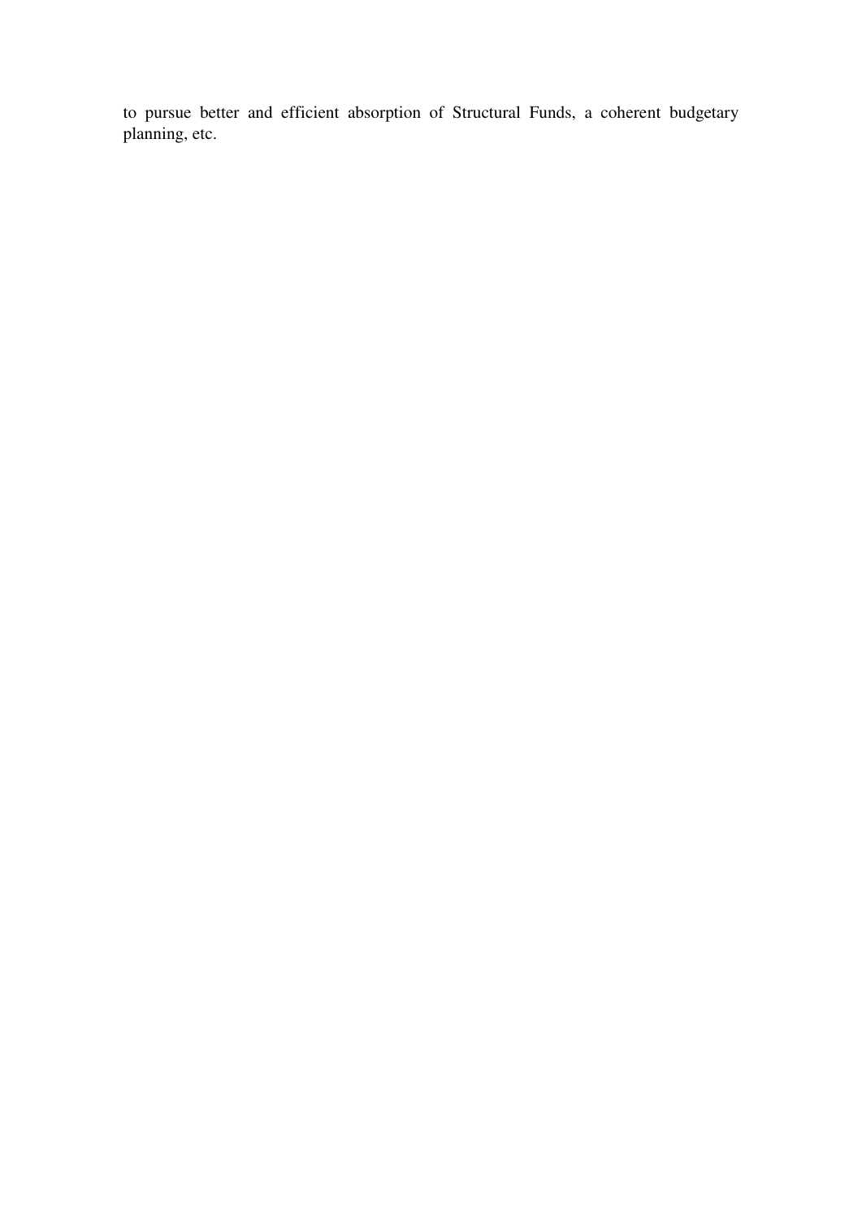to pursue better and efficient absorption of Structural Funds, a coherent budgetary planning, etc.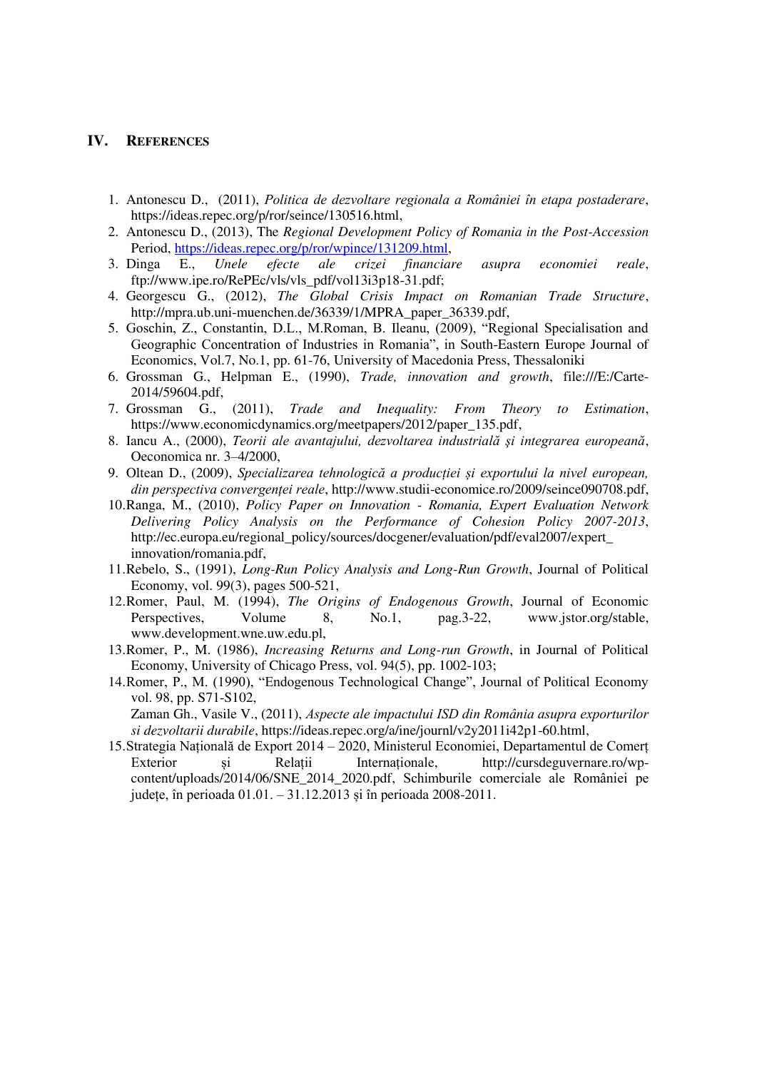## IV. References

1. Antonescu D., (2011), *Politica de dezvoltare regionala a României în etapa postaderare*, https://ideas.repec.org/p/ror/seince/130516.html,
2. Antonescu D., (2013), The *Regional Development Policy of Romania in the Post-Accession* Period, https://ideas.repec.org/p/ror/wpince/131209.html,
3. Dinga E., *Unele efecte ale crizei financiare asupra economiei reale*, ftp://www.ipe.ro/RePEc/vls/vls_pdf/vol13i3p18-31.pdf;
4. Georgescu G., (2012), *The Global Crisis Impact on Romanian Trade Structure*, http://mpra.ub.uni-muenchen.de/36339/1/MPRA_paper_36339.pdf,
5. Goschin, Z., Constantin, D.L., M.Roman, B. Ileanu, (2009), "Regional Specialisation and Geographic Concentration of Industries in Romania", in South-Eastern Europe Journal of Economics, Vol.7, No.1, pp. 61-76, University of Macedonia Press, Thessaloniki
6. Grossman G., Helpman E., (1990), *Trade, innovation and growth*, file:///E:/Carte-2014/59604.pdf,
7. Grossman G., (2011), *Trade and Inequality: From Theory to Estimation*, https://www.economicdynamics.org/meetpapers/2012/paper_135.pdf,
8. Iancu A., (2000), *Teorii ale avantajului, dezvoltarea industrială şi integrarea europeană*, Oeconomica nr. 3–4/2000,
9. Oltean D., (2009), *Specializarea tehnologică a producției și exportului la nivel european, din perspectiva convergenței reale*, http://www.studii-economice.ro/2009/seince090708.pdf,
10. Ranga, M., (2010), *Policy Paper on Innovation - Romania, Expert Evaluation Network Delivering Policy Analysis on the Performance of Cohesion Policy 2007-2013*, http://ec.europa.eu/regional_policy/sources/docgener/evaluation/pdf/eval2007/expert_innovation/romania.pdf,
11. Rebelo, S., (1991), *Long-Run Policy Analysis and Long-Run Growth*, Journal of Political Economy, vol. 99(3), pages 500-521,
12. Romer, Paul, M. (1994), *The Origins of Endogenous Growth*, Journal of Economic Perspectives, Volume 8, No.1, pag.3-22, www.jstor.org/stable, www.development.wne.uw.edu.pl,
13. Romer, P., M. (1986), *Increasing Returns and Long-run Growth*, in Journal of Political Economy, University of Chicago Press, vol. 94(5), pp. 1002-103;
14. Romer, P., M. (1990), "Endogenous Technological Change", Journal of Political Economy vol. 98, pp. S71-S102,
    Zaman Gh., Vasile V., (2011), *Aspecte ale impactului ISD din România asupra exporturilor si dezvoltarii durabile*, https://ideas.repec.org/a/ine/journl/v2y2011i42p1-60.html,
15. Strategia Națională de Export 2014 – 2020, Ministerul Economiei, Departamentul de Comerț Exterior și Relații Internaționale, http://cursdeguvernare.ro/wp-content/uploads/2014/06/SNE_2014_2020.pdf, Schimburile comerciale ale României pe județe, în perioada 01.01. – 31.12.2013 și în perioada 2008-2011.